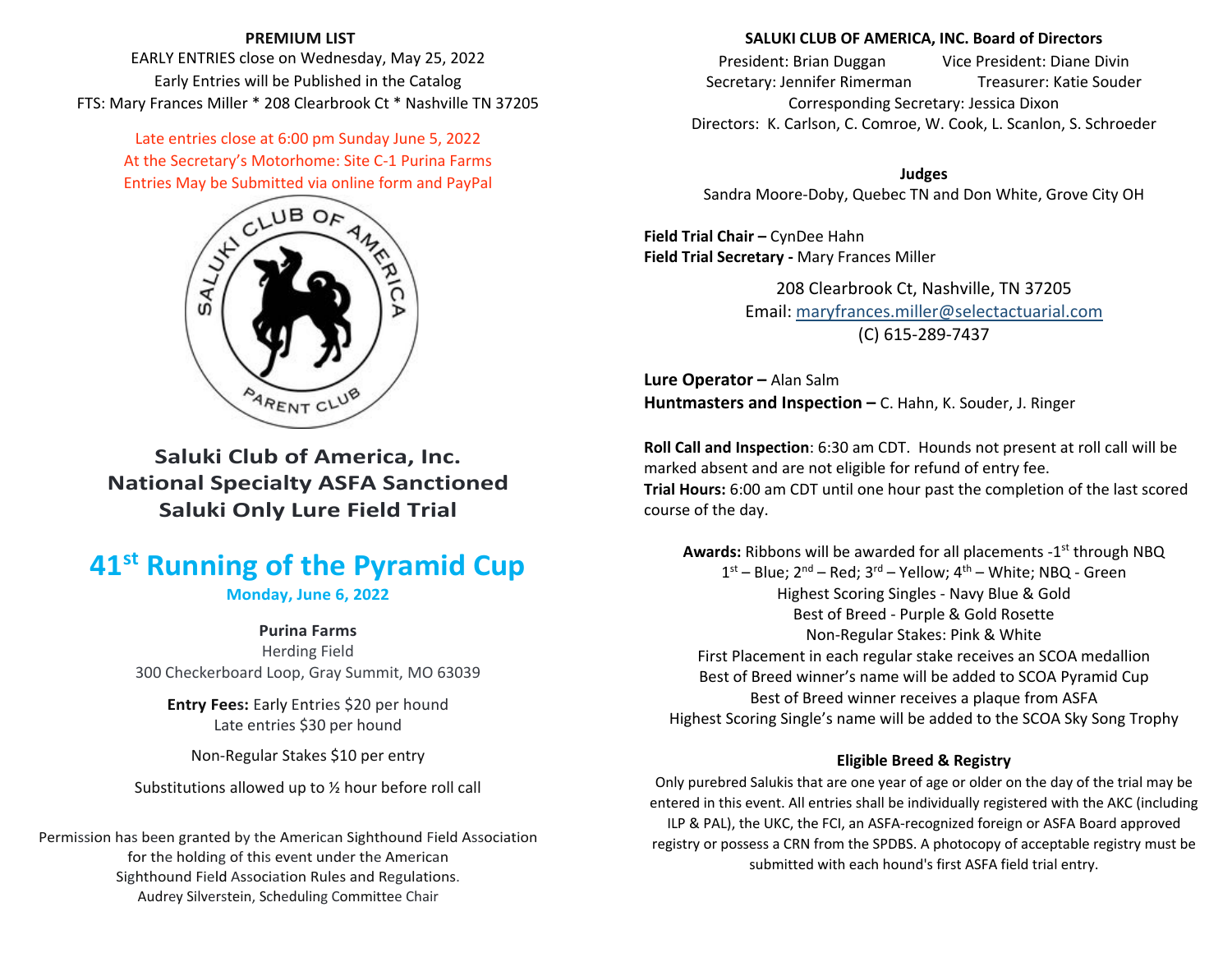**PREMIUM LIST**

EARLY ENTRIES close on Wednesday, May 25, 2022

Early Entries will be Published in the Catalog

FTS: Mary Frances Miller * 208 Clearbrook Ct * Nashville TN 37205

Late entries close at 6:00 pm Sunday June 5, 2022

At the Secretary's Motorhome: Site C-1 Purina Farms

Entries May be Submitted via online form and PayPal

## Saluki Club of America, Inc.
## National Specialty ASFA Sanctioned
## Saluki Only Lure Field Trial

# 41st Running of the Pyramid Cup

**Monday, June 6, 2022**

**Purina Farms**

Herding Field

300 Checkerboard Loop, Gray Summit, MO 63039

**Entry Fees:** Early Entries $20 per hound

Late entries $30 per hound

Non-Regular Stakes $10 per entry

Substitutions allowed up to ½ hour before roll call

Permission has been granted by the American Sighthound Field Association for the holding of this event under the American Sighthound Field Association Rules and Regulations.

Audrey Silverstein, Scheduling Committee Chair

**SALUKI CLUB OF AMERICA, INC. Board of Directors**

President: Brian Duggan    Vice President: Diane Divin

Secretary: Jennifer Rimerman    Treasurer: Katie Souder

Corresponding Secretary: Jessica Dixon

Directors: K. Carlson, C. Comroe, W. Cook, L. Scanlon, S. Schroeder

**Judges**

Sandra Moore-Doby, Quebec TN and Don White, Grove City OH

**Field Trial Chair –** CynDee Hahn

**Field Trial Secretary -** Mary Frances Miller

208 Clearbrook Ct, Nashville, TN 37205

Email: maryfrances.miller@selectactuarial.com

(C) 615-289-7437

**Lure Operator –** Alan Salm

**Huntmasters and Inspection –** C. Hahn, K. Souder, J. Ringer

**Roll Call and Inspection**: 6:30 am CDT. Hounds not present at roll call will be marked absent and are not eligible for refund of entry fee.

**Trial Hours:** 6:00 am CDT until one hour past the completion of the last scored course of the day.

**Awards:** Ribbons will be awarded for all placements -1st through NBQ

1st – Blue; 2nd – Red; 3rd – Yellow; 4th – White; NBQ - Green

Highest Scoring Singles - Navy Blue & Gold

Best of Breed - Purple & Gold Rosette

Non-Regular Stakes: Pink & White

First Placement in each regular stake receives an SCOA medallion

Best of Breed winner's name will be added to SCOA Pyramid Cup

Best of Breed winner receives a plaque from ASFA

Highest Scoring Single's name will be added to the SCOA Sky Song Trophy

**Eligible Breed & Registry**

Only purebred Salukis that are one year of age or older on the day of the trial may be entered in this event. All entries shall be individually registered with the AKC (including ILP & PAL), the UKC, the FCI, an ASFA-recognized foreign or ASFA Board approved registry or possess a CRN from the SPDBS. A photocopy of acceptable registry must be submitted with each hound's first ASFA field trial entry.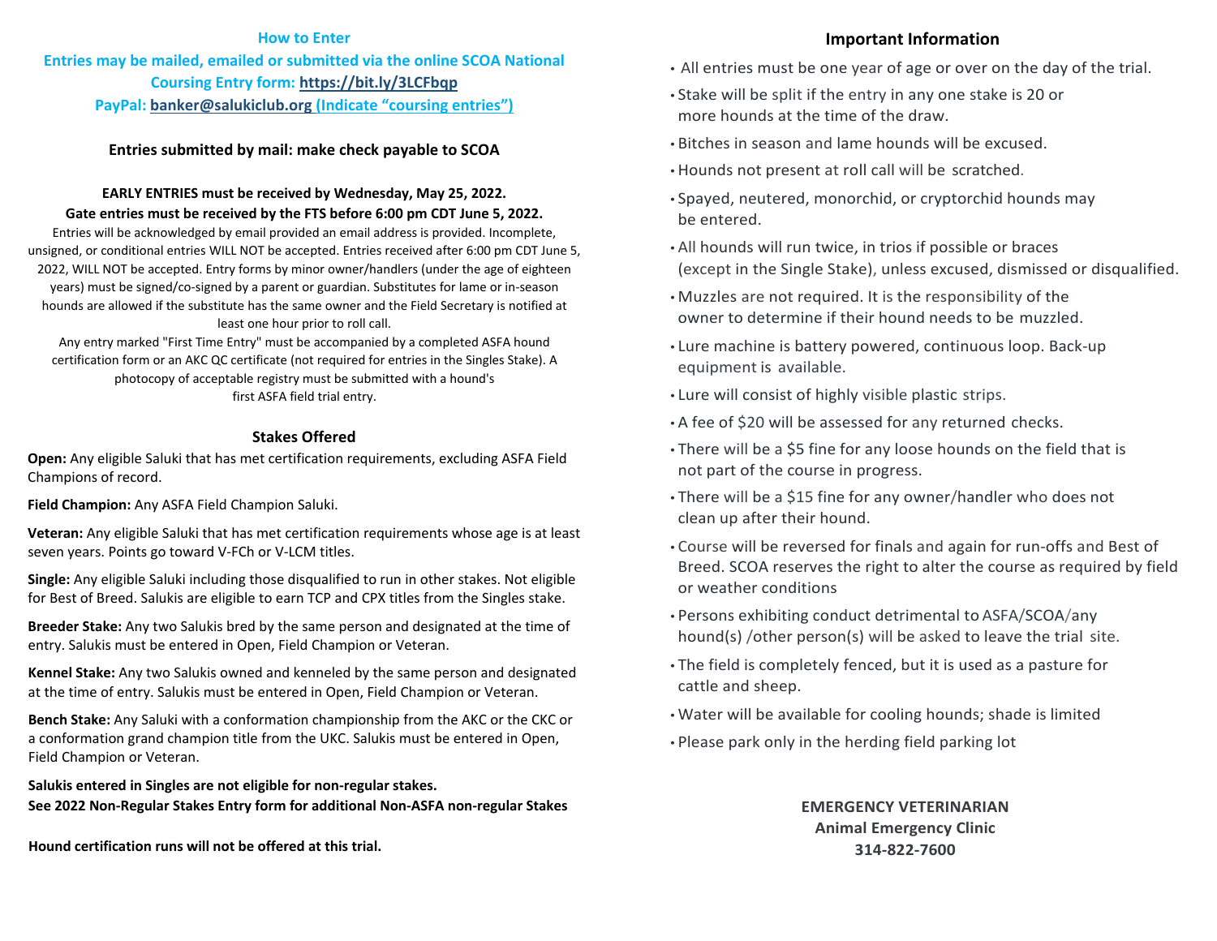## How to Enter

**Entries may be mailed, emailed or submitted via the online SCOA National Coursing Entry form: https://bit.ly/3LCFbqp**

**PayPal: banker@salukiclub.org (Indicate "coursing entries")**

**Entries submitted by mail: make check payable to SCOA**

**EARLY ENTRIES must be received by Wednesday, May 25, 2022.**
**Gate entries must be received by the FTS before 6:00 pm CDT June 5, 2022.**

Entries will be acknowledged by email provided an email address is provided. Incomplete, unsigned, or conditional entries WILL NOT be accepted. Entries received after 6:00 pm CDT June 5, 2022, WILL NOT be accepted. Entry forms by minor owner/handlers (under the age of eighteen years) must be signed/co-signed by a parent or guardian. Substitutes for lame or in-season hounds are allowed if the substitute has the same owner and the Field Secretary is notified at least one hour prior to roll call.

Any entry marked "First Time Entry" must be accompanied by a completed ASFA hound certification form or an AKC QC certificate (not required for entries in the Singles Stake). A photocopy of acceptable registry must be submitted with a hound's first ASFA field trial entry.

## Stakes Offered

**Open:** Any eligible Saluki that has met certification requirements, excluding ASFA Field Champions of record.

**Field Champion:** Any ASFA Field Champion Saluki.

**Veteran:** Any eligible Saluki that has met certification requirements whose age is at least seven years. Points go toward V-FCh or V-LCM titles.

**Single:** Any eligible Saluki including those disqualified to run in other stakes. Not eligible for Best of Breed. Salukis are eligible to earn TCP and CPX titles from the Singles stake.

**Breeder Stake:** Any two Salukis bred by the same person and designated at the time of entry. Salukis must be entered in Open, Field Champion or Veteran.

**Kennel Stake:** Any two Salukis owned and kenneled by the same person and designated at the time of entry. Salukis must be entered in Open, Field Champion or Veteran.

**Bench Stake:** Any Saluki with a conformation championship from the AKC or the CKC or a conformation grand champion title from the UKC. Salukis must be entered in Open, Field Champion or Veteran.

**Salukis entered in Singles are not eligible for non-regular stakes.**
**See 2022 Non-Regular Stakes Entry form for additional Non-ASFA non-regular Stakes**

**Hound certification runs will not be offered at this trial.**

## Important Information

- All entries must be one year of age or over on the day of the trial.
- Stake will be split if the entry in any one stake is 20 or more hounds at the time of the draw.
- Bitches in season and lame hounds will be excused.
- Hounds not present at roll call will be scratched.
- Spayed, neutered, monorchid, or cryptorchid hounds may be entered.
- All hounds will run twice, in trios if possible or braces (except in the Single Stake), unless excused, dismissed or disqualified.
- Muzzles are not required. It is the responsibility of the owner to determine if their hound needs to be muzzled.
- Lure machine is battery powered, continuous loop. Back-up equipment is available.
- Lure will consist of highly visible plastic strips.
- A fee of $20 will be assessed for any returned checks.
- There will be a $5 fine for any loose hounds on the field that is not part of the course in progress.
- There will be a $15 fine for any owner/handler who does not clean up after their hound.
- Course will be reversed for finals and again for run-offs and Best of Breed. SCOA reserves the right to alter the course as required by field or weather conditions
- Persons exhibiting conduct detrimental to ASFA/SCOA/any hound(s) /other person(s) will be asked to leave the trial site.
- The field is completely fenced, but it is used as a pasture for cattle and sheep.
- Water will be available for cooling hounds; shade is limited
- Please park only in the herding field parking lot

**EMERGENCY VETERINARIAN**
**Animal Emergency Clinic**
**314-822-7600**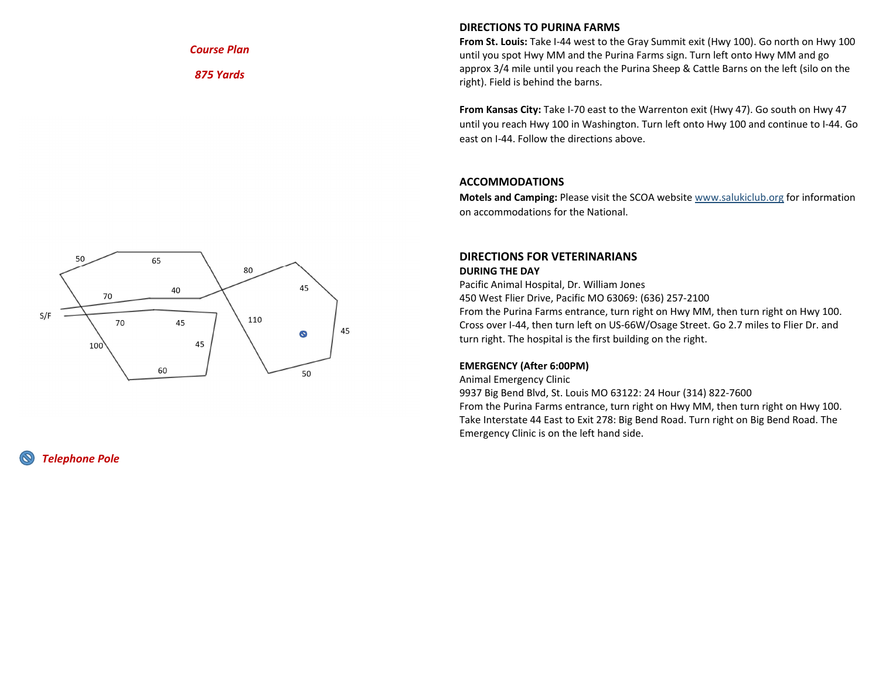*Course Plan*

*875 Yards*

*Telephone Pole*

## DIRECTIONS TO PURINA FARMS

**From St. Louis:** Take I-44 west to the Gray Summit exit (Hwy 100). Go north on Hwy 100 until you spot Hwy MM and the Purina Farms sign. Turn left onto Hwy MM and go approx 3/4 mile until you reach the Purina Sheep & Cattle Barns on the left (silo on the right). Field is behind the barns.

**From Kansas City:** Take I-70 east to the Warrenton exit (Hwy 47). Go south on Hwy 47 until you reach Hwy 100 in Washington. Turn left onto Hwy 100 and continue to I-44. Go east on I-44. Follow the directions above.

## ACCOMMODATIONS

**Motels and Camping:** Please visit the SCOA website www.salukiclub.org for information on accommodations for the National.

## DIRECTIONS FOR VETERINARIANS

**DURING THE DAY**

Pacific Animal Hospital, Dr. William Jones
450 West Flier Drive, Pacific MO 63069: (636) 257-2100
From the Purina Farms entrance, turn right on Hwy MM, then turn right on Hwy 100. Cross over I-44, then turn left on US-66W/Osage Street. Go 2.7 miles to Flier Dr. and turn right. The hospital is the first building on the right.

**EMERGENCY (After 6:00PM)**

Animal Emergency Clinic
9937 Big Bend Blvd, St. Louis MO 63122: 24 Hour (314) 822-7600
From the Purina Farms entrance, turn right on Hwy MM, then turn right on Hwy 100. Take Interstate 44 East to Exit 278: Big Bend Road. Turn right on Big Bend Road. The Emergency Clinic is on the left hand side.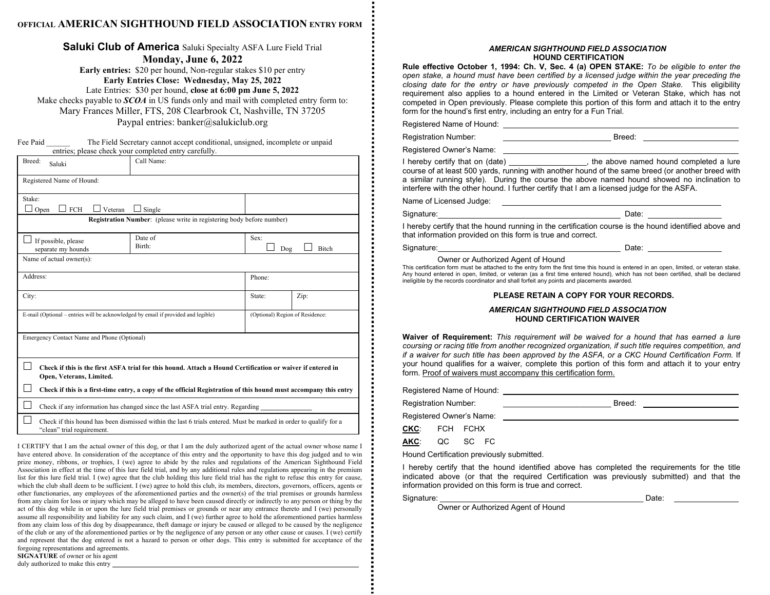# OFFICIAL AMERICAN SIGHTHOUND FIELD ASSOCIATION ENTRY FORM

## **Saluki Club of America** Saluki Specialty ASFA Lure Field Trial

### Monday, June 6, 2022

**Early entries:** $20 per hound, Non-regular stakes $10 per entry

**Early Entries Close: Wednesday, May 25, 2022**

Late Entries: $30 per hound, **close at 6:00 pm June 5, 2022**

Make checks payable to ***SCOA*** in US funds only and mail with completed entry form to:

Mary Frances Miller, FTS, 208 Clearbrook Ct, Nashville, TN 37205

Paypal entries: banker@salukiclub.org

Fee Paid ______ The Field Secretary cannot accept conditional, unsigned, incomplete or unpaid entries; please check your completed entry carefully.

| Breed: Saluki | Call Name: | | |
|---|---|---|---|
| Registered Name of Hound: | | | |
| Stake: ☐ Open ☐ FCH ☐ Veteran ☐ Single | | | |
| **Registration Number**: (please write in registering body before number) | | | |
| ☐ If possible, please separate my hounds | Date of Birth: | Sex: ☐ Dog ☐ Bitch | |
| Name of actual owner(s): | | | |
| Address: | | Phone: | |
| City: | | State: | Zip: |
| E-mail (Optional – entries will be acknowledged by email if provided and legible) | | (Optional) Region of Residence: | |
| Emergency Contact Name and Phone (Optional) | | | |

☐ **Check if this is the first ASFA trial for this hound. Attach a Hound Certification or waiver if entered in Open, Veterans, Limited.**

☐ **Check if this is a first-time entry, a copy of the official Registration of this hound must accompany this entry**

☐ Check if any information has changed since the last ASFA trial entry. Regarding ______________

☐ Check if this hound has been dismissed within the last 6 trials entered. Must be marked in order to qualify for a "clean" trial requirement.

I CERTIFY that I am the actual owner of this dog, or that I am the duly authorized agent of the actual owner whose name I have entered above. In consideration of the acceptance of this entry and the opportunity to have this dog judged and to win prize money, ribbons, or trophies, I (we) agree to abide by the rules and regulations of the American Sighthound Field Association in effect at the time of this lure field trial, and by any additional rules and regulations appearing in the premium list for this lure field trial. I (we) agree that the club holding this lure field trial has the right to refuse this entry for cause, which the club shall deem to be sufficient. I (we) agree to hold this club, its members, directors, governors, officers, agents or other functionaries, any employees of the aforementioned parties and the owner(s) of the trial premises or grounds harmless from any claim for loss or injury which may be alleged to have been caused directly or indirectly to any person or thing by the act of this dog while in or upon the lure field trial premises or grounds or near any entrance thereto and I (we) personally assume all responsibility and liability for any such claim, and I (we) further agree to hold the aforementioned parties harmless from any claim loss of this dog by disappearance, theft damage or injury be caused or alleged to be caused by the negligence of the club or any of the aforementioned parties or by the negligence of any person or any other cause or causes. I (we) certify and represent that the dog entered is not a hazard to person or other dogs. This entry is submitted for acceptance of the forgoing representations and agreements.

**SIGNATURE** of owner or his agent duly authorized to make this entry ____________________________________________

## *AMERICAN SIGHTHOUND FIELD ASSOCIATION*
## HOUND CERTIFICATION

**Rule effective October 1, 1994: Ch. V, Sec. 4 (a) OPEN STAKE:** *To be eligible to enter the open stake, a hound must have been certified by a licensed judge within the year preceding the closing date for the entry or have previously competed in the Open Stake.* This eligibility requirement also applies to a hound entered in the Limited or Veteran Stake, which has not competed in Open previously. Please complete this portion of this form and attach it to the entry form for the hound's first entry, including an entry for a Fun Trial.

Registered Name of Hound: ____________________________________________

Registration Number: ________________________ Breed: ____________________

Registered Owner's Name: ____________________________________________

I hereby certify that on (date) _________________, the above named hound completed a lure course of at least 500 yards, running with another hound of the same breed (or another breed with a similar running style). During the course the above named hound showed no inclination to interfere with the other hound. I further certify that I am a licensed judge for the ASFA.

Name of Licensed Judge: ____________________________________________

Signature: ____________________________________________ Date: ________________

I hereby certify that the hound running in the certification course is the hound identified above and that information provided on this form is true and correct.

Signature: ____________________________________________ Date: ________________

Owner or Authorized Agent of Hound

This certification form must be attached to the entry form the first time this hound is entered in an open, limited, or veteran stake. Any hound entered in open, limited, or veteran (as a first time entered hound), which has not been certified, shall be declared ineligible by the records coordinator and shall forfeit any points and placements awarded.

**PLEASE RETAIN A COPY FOR YOUR RECORDS.**

## *AMERICAN SIGHTHOUND FIELD ASSOCIATION*
## HOUND CERTIFICATION WAIVER

**Waiver of Requirement:** *This requirement will be waived for a hound that has earned a lure coursing or racing title from another recognized organization, if such title requires competition, and if a waiver for such title has been approved by the ASFA, or a CKC Hound Certification Form.* If your hound qualifies for a waiver, complete this portion of this form and attach it to your entry form. Proof of waivers must accompany this certification form.

Registered Name of Hound: ____________________________________________

Registration Number: ________________________ Breed: ____________________

Registered Owner's Name: ____________________________________________

**CKC**: FCH FCHX

**AKC**: QC SC FC

Hound Certification previously submitted.

I hereby certify that the hound identified above has completed the requirements for the title indicated above (or that the required Certification was previously submitted) and that the information provided on this form is true and correct.

Signature: ____________________________________________ Date: ______________

Owner or Authorized Agent of Hound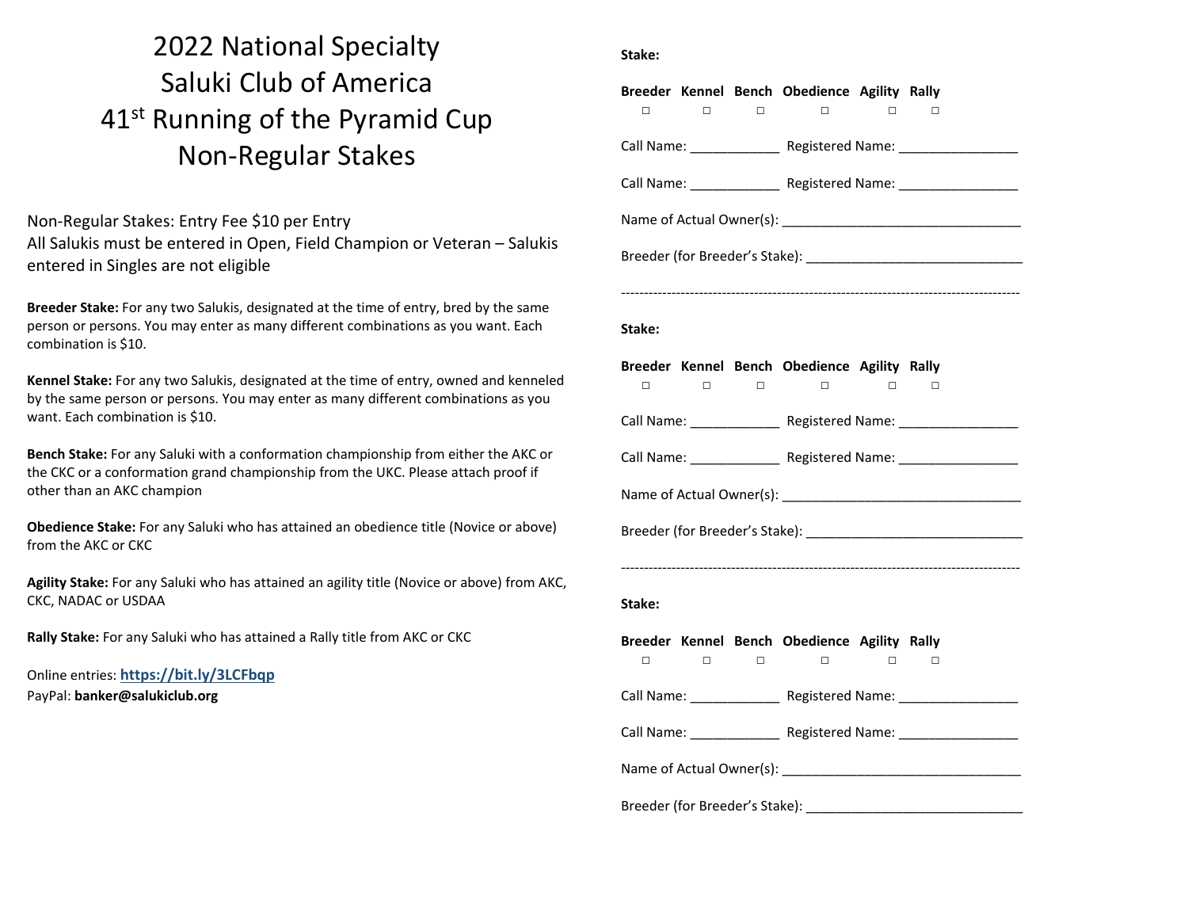# 2022 National Specialty
# Saluki Club of America
# 41st Running of the Pyramid Cup
# Non-Regular Stakes

Non-Regular Stakes: Entry Fee $10 per Entry
All Salukis must be entered in Open, Field Champion or Veteran – Salukis entered in Singles are not eligible

**Breeder Stake:** For any two Salukis, designated at the time of entry, bred by the same person or persons. You may enter as many different combinations as you want. Each combination is $10.

**Kennel Stake:** For any two Salukis, designated at the time of entry, owned and kenneled by the same person or persons. You may enter as many different combinations as you want. Each combination is $10.

**Bench Stake:** For any Saluki with a conformation championship from either the AKC or the CKC or a conformation grand championship from the UKC. Please attach proof if other than an AKC champion

**Obedience Stake:** For any Saluki who has attained an obedience title (Novice or above) from the AKC or CKC

**Agility Stake:** For any Saluki who has attained an agility title (Novice or above) from AKC, CKC, NADAC or USDAA

**Rally Stake:** For any Saluki who has attained a Rally title from AKC or CKC

Online entries: **https://bit.ly/3LCFbqp**
PayPal: **banker@salukiclub.org**

**Stake:**

**Breeder** ☐ **Kennel** ☐ **Bench** ☐ **Obedience** ☐ **Agility** ☐ **Rally** ☐

Call Name: ____________ Registered Name: ________________

Call Name: ____________ Registered Name: ________________

Name of Actual Owner(s): _________________________________

Breeder (for Breeder's Stake): ______________________________

---

**Stake:**

**Breeder** ☐ **Kennel** ☐ **Bench** ☐ **Obedience** ☐ **Agility** ☐ **Rally** ☐

Call Name: ____________ Registered Name: ________________

Call Name: ____________ Registered Name: ________________

Name of Actual Owner(s): _________________________________

Breeder (for Breeder's Stake): ______________________________

---

**Stake:**

**Breeder** ☐ **Kennel** ☐ **Bench** ☐ **Obedience** ☐ **Agility** ☐ **Rally** ☐

Call Name: ____________ Registered Name: ________________

Call Name: ____________ Registered Name: ________________

Name of Actual Owner(s): _________________________________

Breeder (for Breeder's Stake): ______________________________